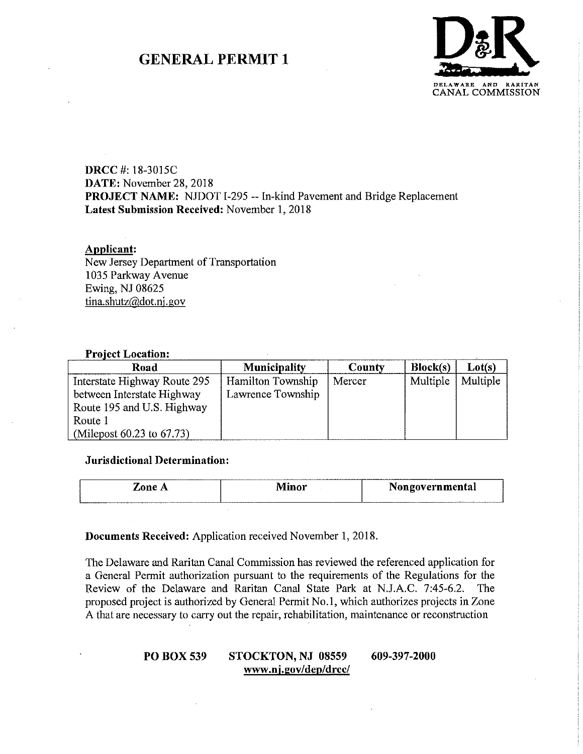# GENERAL PERMIT 1

DELAWARE AND RARITAN CANAL COMMISSION

**DRCC #:** 18-3015C
**DATE:** November 28, 2018
**PROJECT NAME:** NJDOT I-295 -- In-kind Pavement and Bridge Replacement
**Latest Submission Received:** November 1, 2018

**Applicant:**
New Jersey Department of Transportation
1035 Parkway Avenue
Ewing, NJ 08625
tina.shutz@dot.nj.gov

**Project Location:**

| Road | Municipality | County | Block(s) | Lot(s) |
|---|---|---|---|---|
| Interstate Highway Route 295 between Interstate Highway Route 195 and U.S. Highway Route 1 (Milepost 60.23 to 67.73) | Hamilton Township Lawrence Township | Mercer | Multiple | Multiple |

**Jurisdictional Determination:**

| Zone A | Minor | Nongovernmental |
|---|---|---|

**Documents Received:** Application received November 1, 2018.

The Delaware and Raritan Canal Commission has reviewed the referenced application for a General Permit authorization pursuant to the requirements of the Regulations for the Review of the Delaware and Raritan Canal State Park at N.J.A.C. 7:45-6.2. The proposed project is authorized by General Permit No.1, which authorizes projects in Zone A that are necessary to carry out the repair, rehabilitation, maintenance or reconstruction

**PO BOX 539 STOCKTON, NJ 08559 609-397-2000**
**www.nj.gov/dep/drcc/**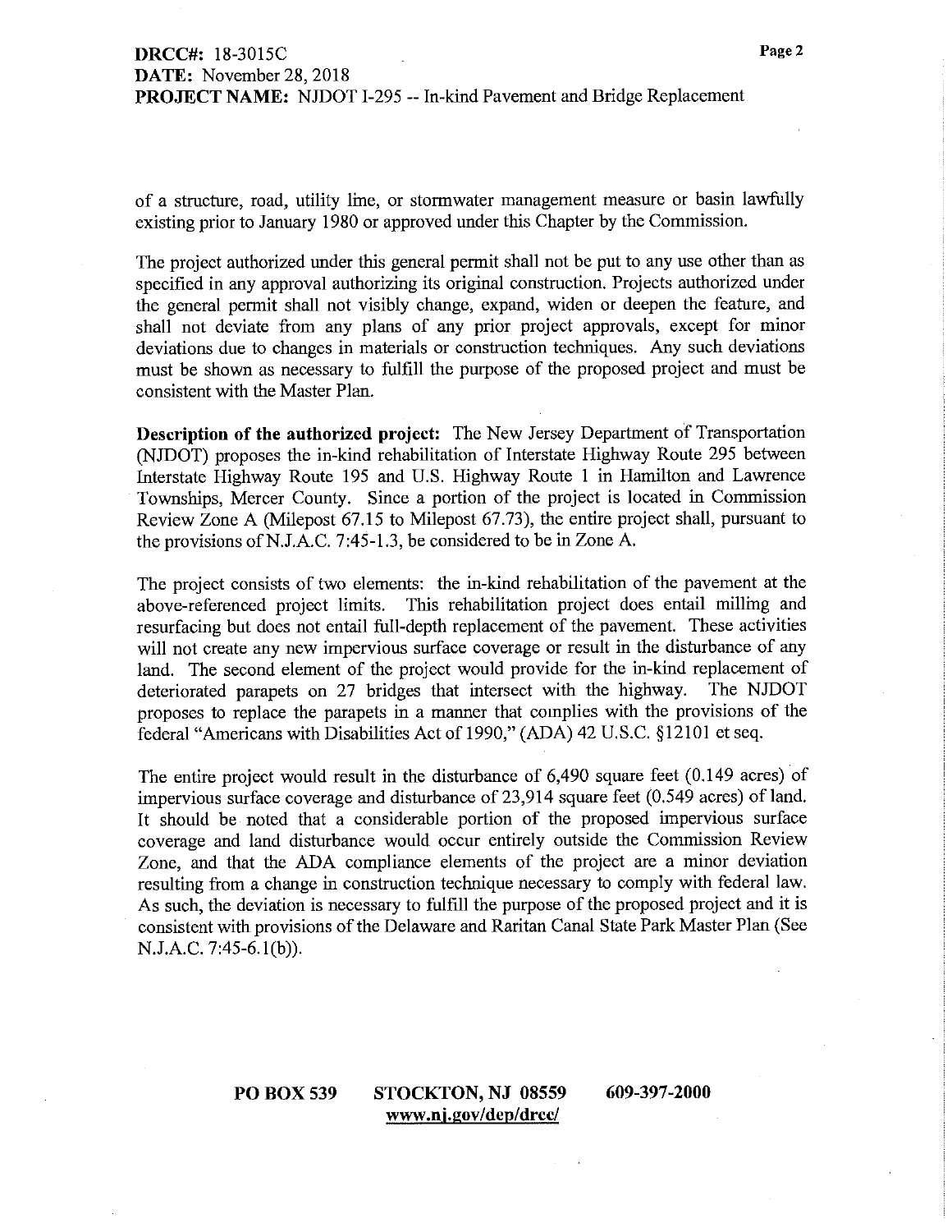of a structure, road, utility line, or stormwater management measure or basin lawfully existing prior to January 1980 or approved under this Chapter by the Commission.

The project authorized under this general permit shall not be put to any use other than as specified in any approval authorizing its original construction. Projects authorized under the general permit shall not visibly change, expand, widen or deepen the feature, and shall not deviate from any plans of any prior project approvals, except for minor deviations due to changes in materials or construction techniques. Any such deviations must be shown as necessary to fulfill the purpose of the proposed project and must be consistent with the Master Plan.

**Description of the authorized project:** The New Jersey Department of Transportation (NJDOT) proposes the in-kind rehabilitation of Interstate Highway Route 295 between Interstate Highway Route 195 and U.S. Highway Route 1 in Hamilton and Lawrence Townships, Mercer County. Since a portion of the project is located in Commission Review Zone A (Milepost 67.15 to Milepost 67.73), the entire project shall, pursuant to the provisions of N.J.A.C. 7:45-1.3, be considered to be in Zone A.

The project consists of two elements: the in-kind rehabilitation of the pavement at the above-referenced project limits. This rehabilitation project does entail milling and resurfacing but does not entail full-depth replacement of the pavement. These activities will not create any new impervious surface coverage or result in the disturbance of any land. The second element of the project would provide for the in-kind replacement of deteriorated parapets on 27 bridges that intersect with the highway. The NJDOT proposes to replace the parapets in a manner that complies with the provisions of the federal "Americans with Disabilities Act of 1990," (ADA) 42 U.S.C. §12101 et seq.

The entire project would result in the disturbance of 6,490 square feet (0.149 acres) of impervious surface coverage and disturbance of 23,914 square feet (0.549 acres) of land. It should be noted that a considerable portion of the proposed impervious surface coverage and land disturbance would occur entirely outside the Commission Review Zone, and that the ADA compliance elements of the project are a minor deviation resulting from a change in construction technique necessary to comply with federal law. As such, the deviation is necessary to fulfill the purpose of the proposed project and it is consistent with provisions of the Delaware and Raritan Canal State Park Master Plan (See N.J.A.C. 7:45-6.1(b)).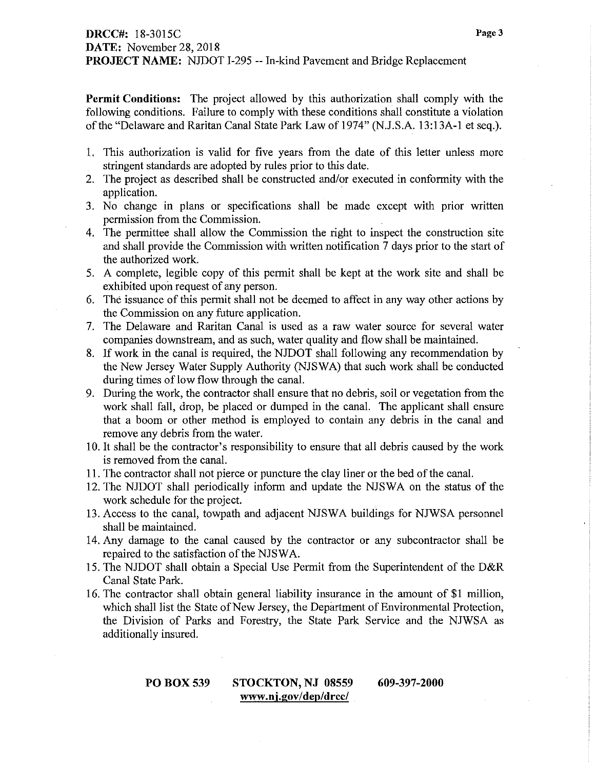**DRCC#:** 18-3015C
**DATE:** November 28, 2018
**PROJECT NAME:** NJDOT I-295 -- In-kind Pavement and Bridge Replacement

**Permit Conditions:** The project allowed by this authorization shall comply with the following conditions. Failure to comply with these conditions shall constitute a violation of the "Delaware and Raritan Canal State Park Law of 1974" (N.J.S.A. 13:13A-1 et seq.).

1. This authorization is valid for five years from the date of this letter unless more stringent standards are adopted by rules prior to this date.
2. The project as described shall be constructed and/or executed in conformity with the application.
3. No change in plans or specifications shall be made except with prior written permission from the Commission.
4. The permittee shall allow the Commission the right to inspect the construction site and shall provide the Commission with written notification 7 days prior to the start of the authorized work.
5. A complete, legible copy of this permit shall be kept at the work site and shall be exhibited upon request of any person.
6. The issuance of this permit shall not be deemed to affect in any way other actions by the Commission on any future application.
7. The Delaware and Raritan Canal is used as a raw water source for several water companies downstream, and as such, water quality and flow shall be maintained.
8. If work in the canal is required, the NJDOT shall following any recommendation by the New Jersey Water Supply Authority (NJSWA) that such work shall be conducted during times of low flow through the canal.
9. During the work, the contractor shall ensure that no debris, soil or vegetation from the work shall fall, drop, be placed or dumped in the canal. The applicant shall ensure that a boom or other method is employed to contain any debris in the canal and remove any debris from the water.
10. It shall be the contractor's responsibility to ensure that all debris caused by the work is removed from the canal.
11. The contractor shall not pierce or puncture the clay liner or the bed of the canal.
12. The NJDOT shall periodically inform and update the NJSWA on the status of the work schedule for the project.
13. Access to the canal, towpath and adjacent NJSWA buildings for NJWSA personnel shall be maintained.
14. Any damage to the canal caused by the contractor or any subcontractor shall be repaired to the satisfaction of the NJSWA.
15. The NJDOT shall obtain a Special Use Permit from the Superintendent of the D&R Canal State Park.
16. The contractor shall obtain general liability insurance in the amount of $1 million, which shall list the State of New Jersey, the Department of Environmental Protection, the Division of Parks and Forestry, the State Park Service and the NJWSA as additionally insured.

**PO BOX 539 STOCKTON, NJ 08559 609-397-2000**
**www.nj.gov/dep/drcc/**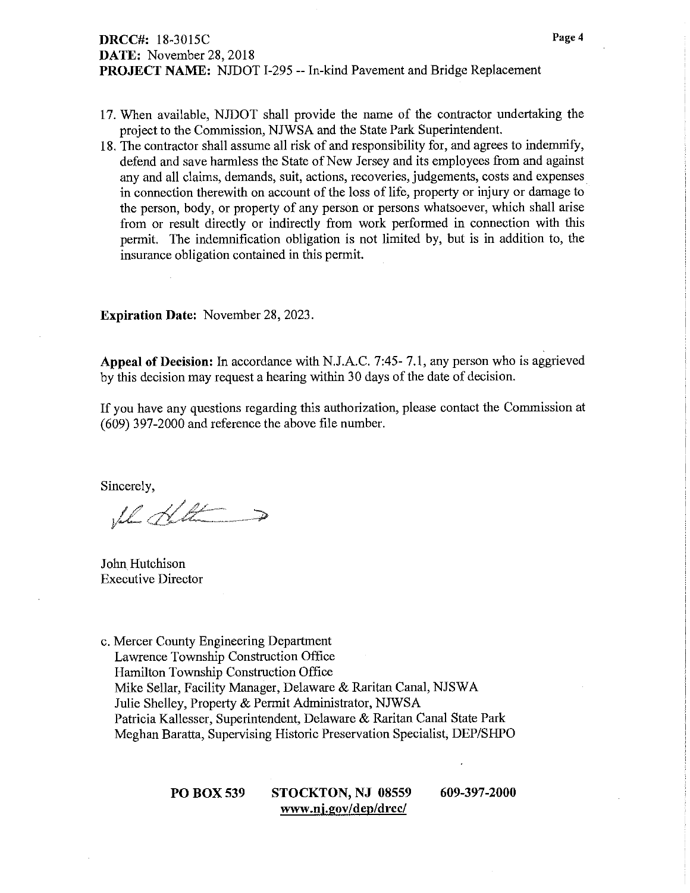**DRCC#:** 18-3015C
**DATE:** November 28, 2018
**PROJECT NAME:** NJDOT I-295 -- In-kind Pavement and Bridge Replacement

17. When available, NJDOT shall provide the name of the contractor undertaking the project to the Commission, NJWSA and the State Park Superintendent.
18. The contractor shall assume all risk of and responsibility for, and agrees to indemnify, defend and save harmless the State of New Jersey and its employees from and against any and all claims, demands, suit, actions, recoveries, judgements, costs and expenses in connection therewith on account of the loss of life, property or injury or damage to the person, body, or property of any person or persons whatsoever, which shall arise from or result directly or indirectly from work performed in connection with this permit. The indemnification obligation is not limited by, but is in addition to, the insurance obligation contained in this permit.

**Expiration Date:** November 28, 2023.

**Appeal of Decision:** In accordance with N.J.A.C. 7:45- 7.1, any person who is aggrieved by this decision may request a hearing within 30 days of the date of decision.

If you have any questions regarding this authorization, please contact the Commission at (609) 397-2000 and reference the above file number.

Sincerely,

John Hutchison
Executive Director

c. Mercer County Engineering Department
Lawrence Township Construction Office
Hamilton Township Construction Office
Mike Sellar, Facility Manager, Delaware & Raritan Canal, NJSWA
Julie Shelley, Property & Permit Administrator, NJWSA
Patricia Kallesser, Superintendent, Delaware & Raritan Canal State Park
Meghan Baratta, Supervising Historic Preservation Specialist, DEP/SHPO

**PO BOX 539 STOCKTON, NJ 08559 609-397-2000**
**www.nj.gov/dep/drcc/**